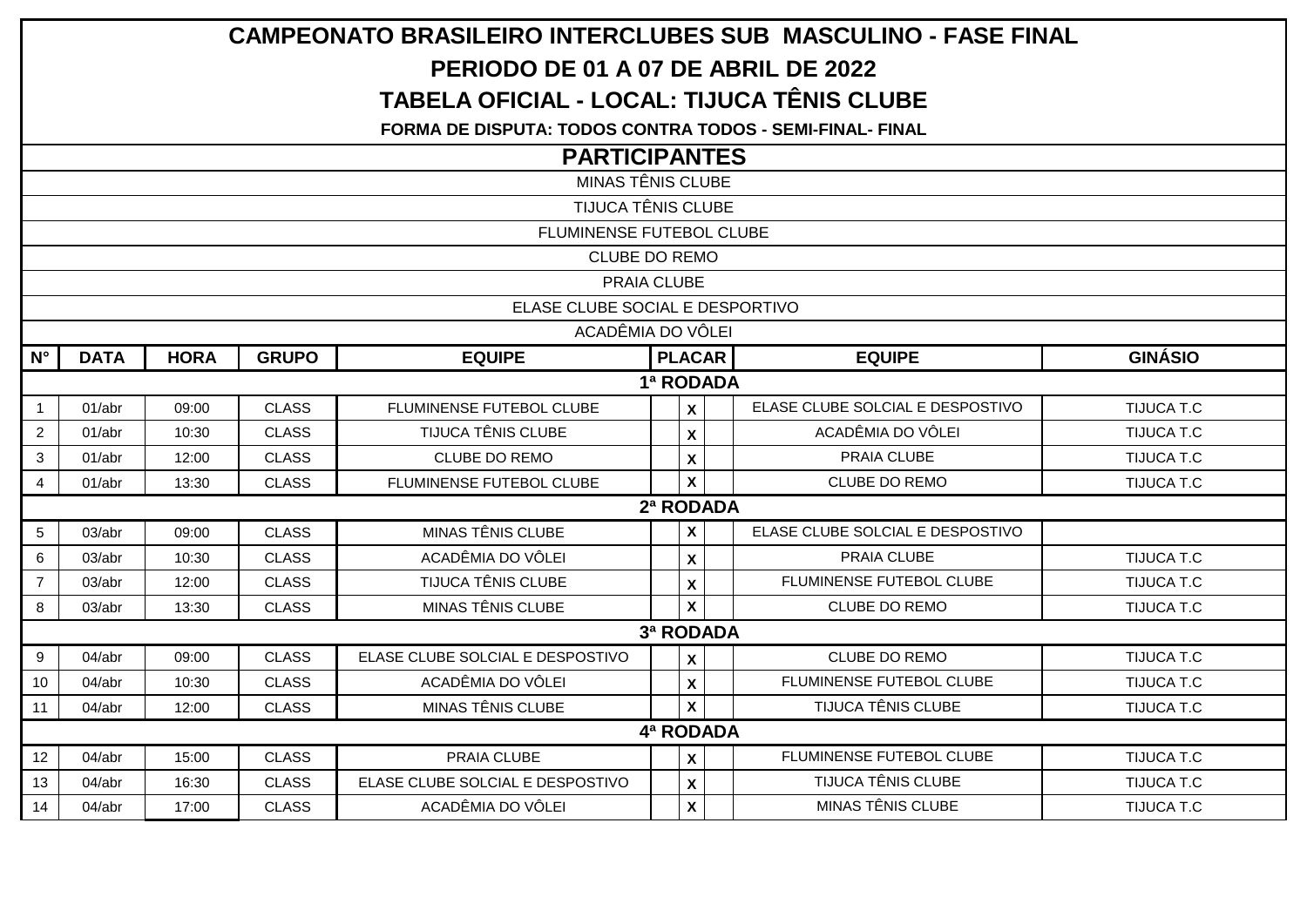# CAMPEONATO BRASILEIRO INTERCLUBES SUB MASCULINO - FASE FINAL

## PERIODO DE 01 A 07 DE ABRIL DE 2022

## TABELA OFICIAL - LOCAL: TIJUCA TÊNIS CLUBE

**FORMA DE DISPUTA: TODOS CONTRA TODOS - SEMI-FINAL- FINAL**

## PARTICIPANTES

MINAS TÊNIS CLUBE

TIJUCA TÊNIS CLUBE

FLUMINENSE FUTEBOL CLUBE

CLUBE DO REMO

PRAIA CLUBE

ELASE CLUBE SOCIAL E DESPORTIVO

ACADÊMIA DO VÔLEI

| N° | DATA | HORA | GRUPO | EQUIPE | PLACAR | | | EQUIPE | GINÁSIO |
|---|---|---|---|---|---|---|---|---|---|
| **1ª RODADA** | | | | | | | | | |
| 1 | 01/abr | 09:00 | CLASS | FLUMINENSE FUTEBOL CLUBE | | X | | ELASE CLUBE SOLCIAL E DESPOSTIVO | TIJUCA T.C |
| 2 | 01/abr | 10:30 | CLASS | TIJUCA TÊNIS CLUBE | | X | | ACADÊMIA DO VÔLEI | TIJUCA T.C |
| 3 | 01/abr | 12:00 | CLASS | CLUBE DO REMO | | X | | PRAIA CLUBE | TIJUCA T.C |
| 4 | 01/abr | 13:30 | CLASS | FLUMINENSE FUTEBOL CLUBE | | X | | CLUBE DO REMO | TIJUCA T.C |
| **2ª RODADA** | | | | | | | | | |
| 5 | 03/abr | 09:00 | CLASS | MINAS TÊNIS CLUBE | | X | | ELASE CLUBE SOLCIAL E DESPOSTIVO | |
| 6 | 03/abr | 10:30 | CLASS | ACADÊMIA DO VÔLEI | | X | | PRAIA CLUBE | TIJUCA T.C |
| 7 | 03/abr | 12:00 | CLASS | TIJUCA TÊNIS CLUBE | | X | | FLUMINENSE FUTEBOL CLUBE | TIJUCA T.C |
| 8 | 03/abr | 13:30 | CLASS | MINAS TÊNIS CLUBE | | X | | CLUBE DO REMO | TIJUCA T.C |
| **3ª RODADA** | | | | | | | | | |
| 9 | 04/abr | 09:00 | CLASS | ELASE CLUBE SOLCIAL E DESPOSTIVO | | X | | CLUBE DO REMO | TIJUCA T.C |
| 10 | 04/abr | 10:30 | CLASS | ACADÊMIA DO VÔLEI | | X | | FLUMINENSE FUTEBOL CLUBE | TIJUCA T.C |
| 11 | 04/abr | 12:00 | CLASS | MINAS TÊNIS CLUBE | | X | | TIJUCA TÊNIS CLUBE | TIJUCA T.C |
| **4ª RODADA** | | | | | | | | | |
| 12 | 04/abr | 15:00 | CLASS | PRAIA CLUBE | | X | | FLUMINENSE FUTEBOL CLUBE | TIJUCA T.C |
| 13 | 04/abr | 16:30 | CLASS | ELASE CLUBE SOLCIAL E DESPOSTIVO | | X | | TIJUCA TÊNIS CLUBE | TIJUCA T.C |
| 14 | 04/abr | 17:00 | CLASS | ACADÊMIA DO VÔLEI | | X | | MINAS TÊNIS CLUBE | TIJUCA T.C |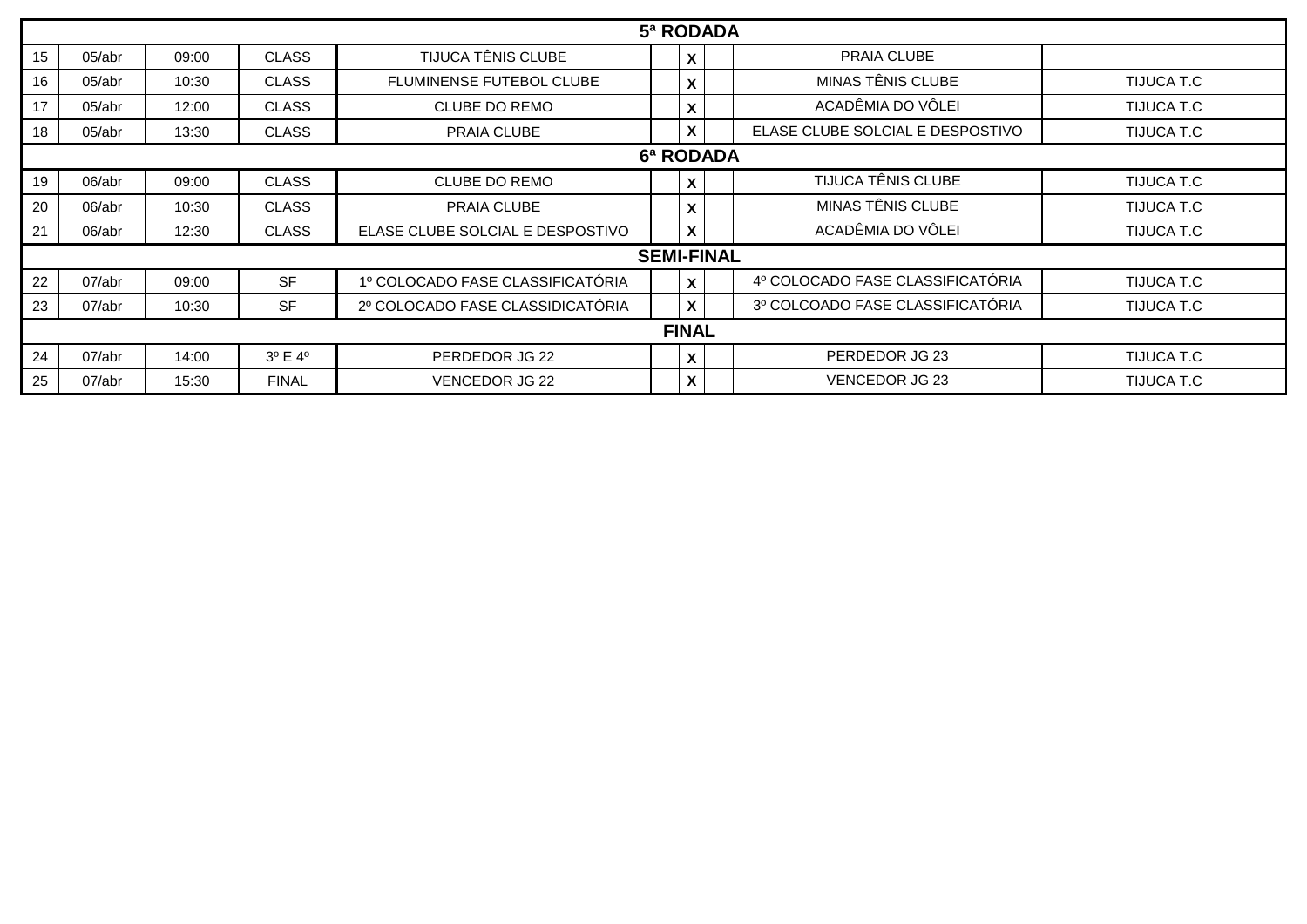| | | | | | | | | |
|---|---|---|---|---|---|---|---|---|
| **5ª RODADA** | | | | | | | | |
| 15 | 05/abr | 09:00 | CLASS | TIJUCA TÊNIS CLUBE | | X | | PRAIA CLUBE | |
| 16 | 05/abr | 10:30 | CLASS | FLUMINENSE FUTEBOL CLUBE | | X | | MINAS TÊNIS CLUBE | TIJUCA T.C |
| 17 | 05/abr | 12:00 | CLASS | CLUBE DO REMO | | X | | ACADÊMIA DO VÔLEI | TIJUCA T.C |
| 18 | 05/abr | 13:30 | CLASS | PRAIA CLUBE | | X | | ELASE CLUBE SOLCIAL E DESPOSTIVO | TIJUCA T.C |
| **6ª RODADA** | | | | | | | | | |
| 19 | 06/abr | 09:00 | CLASS | CLUBE DO REMO | | X | | TIJUCA TÊNIS CLUBE | TIJUCA T.C |
| 20 | 06/abr | 10:30 | CLASS | PRAIA CLUBE | | X | | MINAS TÊNIS CLUBE | TIJUCA T.C |
| 21 | 06/abr | 12:30 | CLASS | ELASE CLUBE SOLCIAL E DESPOSTIVO | | X | | ACADÊMIA DO VÔLEI | TIJUCA T.C |
| **SEMI-FINAL** | | | | | | | | | |
| 22 | 07/abr | 09:00 | SF | 1º COLOCADO FASE CLASSIFICATÓRIA | | X | | 4º COLOCADO FASE CLASSIFICATÓRIA | TIJUCA T.C |
| 23 | 07/abr | 10:30 | SF | 2º COLOCADO FASE CLASSIDICATÓRIA | | X | | 3º COLCOADO FASE CLASSIFICATÓRIA | TIJUCA T.C |
| **FINAL** | | | | | | | | | |
| 24 | 07/abr | 14:00 | 3º E 4º | PERDEDOR JG 22 | | X | | PERDEDOR JG 23 | TIJUCA T.C |
| 25 | 07/abr | 15:30 | FINAL | VENCEDOR JG 22 | | X | | VENCEDOR JG 23 | TIJUCA T.C |